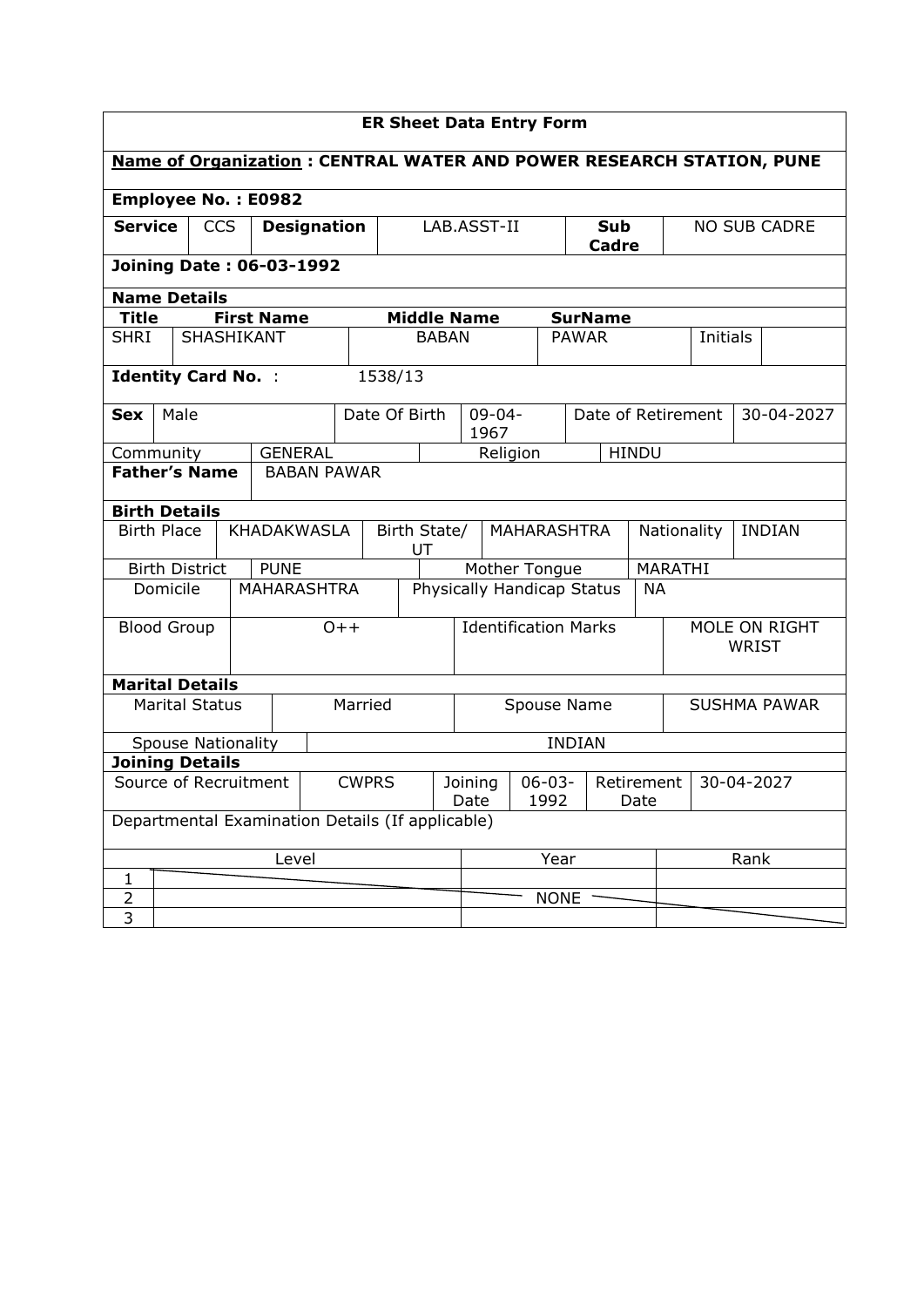# ER Sheet Data Entry Form

**Name of Organization : CENTRAL WATER AND POWER RESEARCH STATION, PUNE**

**Employee No. : E0982**

| **Service** | CCS | **Designation** | LAB.ASST-II | **Sub Cadre** | NO SUB CADRE |
|---|---|---|---|---|---|

**Joining Date : 06-03-1992**

**Name Details**

| **Title** | **First Name** | **Middle Name** | **SurName** | | |
|---|---|---|---|---|---|
| SHRI | SHASHIKANT | BABAN | PAWAR | Initials | |

**Identity Card No.** : 1538/13

| **Sex** | Male | Date Of Birth | 09-04-1967 | Date of Retirement | 30-04-2027 |
|---|---|---|---|---|---|

| Community | GENERAL | Religion | HINDU |
|---|---|---|---|
| **Father's Name** | BABAN PAWAR | | |

**Birth Details**

| Birth Place | KHADAKWASLA | Birth State/ UT | MAHARASHTRA | Nationality | INDIAN |
|---|---|---|---|---|---|
| Birth District | PUNE | Mother Tongue | MARATHI | | |
| Domicile | MAHARASHTRA | Physically Handicap Status | NA | | |
| Blood Group | O++ | Identification Marks | MOLE ON RIGHT WRIST | | |

**Marital Details**

| Marital Status | Married | Spouse Name | SUSHMA PAWAR |
|---|---|---|---|
| Spouse Nationality | INDIAN | | |

**Joining Details**

| Source of Recruitment | CWPRS | Joining Date | 06-03-1992 | Retirement Date | 30-04-2027 |
|---|---|---|---|---|---|

Departmental Examination Details (If applicable)

| | Level | Year | Rank |
|---|---|---|---|
| 1 | | | |
| 2 | | NONE | |
| 3 | | | |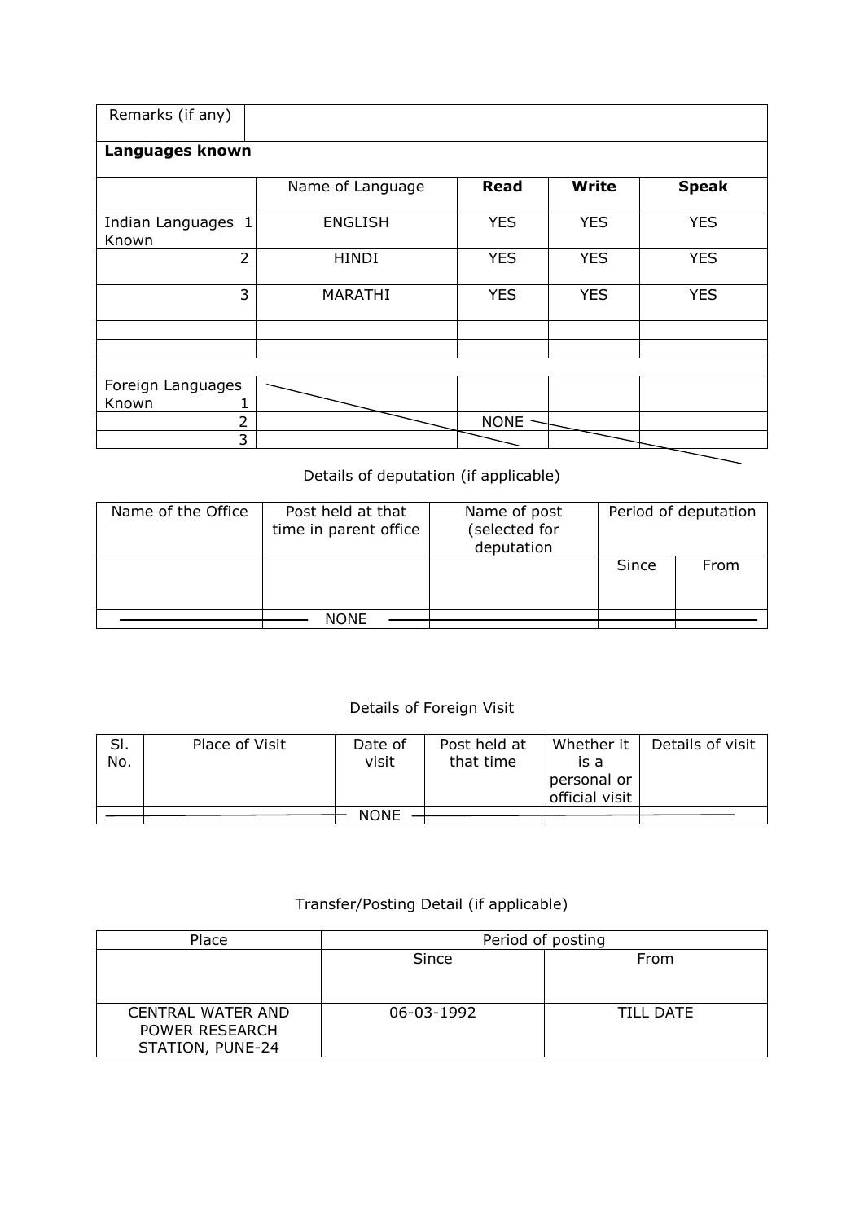| Remarks (if any) | | | | |
|---|---|---|---|---|
| **Languages known** | | | | |
| | Name of Language | **Read** | **Write** | **Speak** |
| Indian Languages Known 1 | ENGLISH | YES | YES | YES |
| 2 | HINDI | YES | YES | YES |
| 3 | MARATHI | YES | YES | YES |
| | | | | |
| | | | | |
| | | | | |
| Foreign Languages Known 1 | | | | |
| 2 | | NONE | | |
| 3 | | | | |

Details of deputation (if applicable)

| Name of the Office | Post held at that time in parent office | Name of post (selected for deputation | Period of deputation | |
|---|---|---|---|---|
| | | | Since | From |
| | NONE | | | |

Details of Foreign Visit

| Sl. No. | Place of Visit | Date of visit | Post held at that time | Whether it is a personal or official visit | Details of visit |
|---|---|---|---|---|---|
| | | NONE | | | |

Transfer/Posting Detail (if applicable)

| Place | Period of posting | |
|---|---|---|
| | Since | From |
| CENTRAL WATER AND POWER RESEARCH STATION, PUNE-24 | 06-03-1992 | TILL DATE |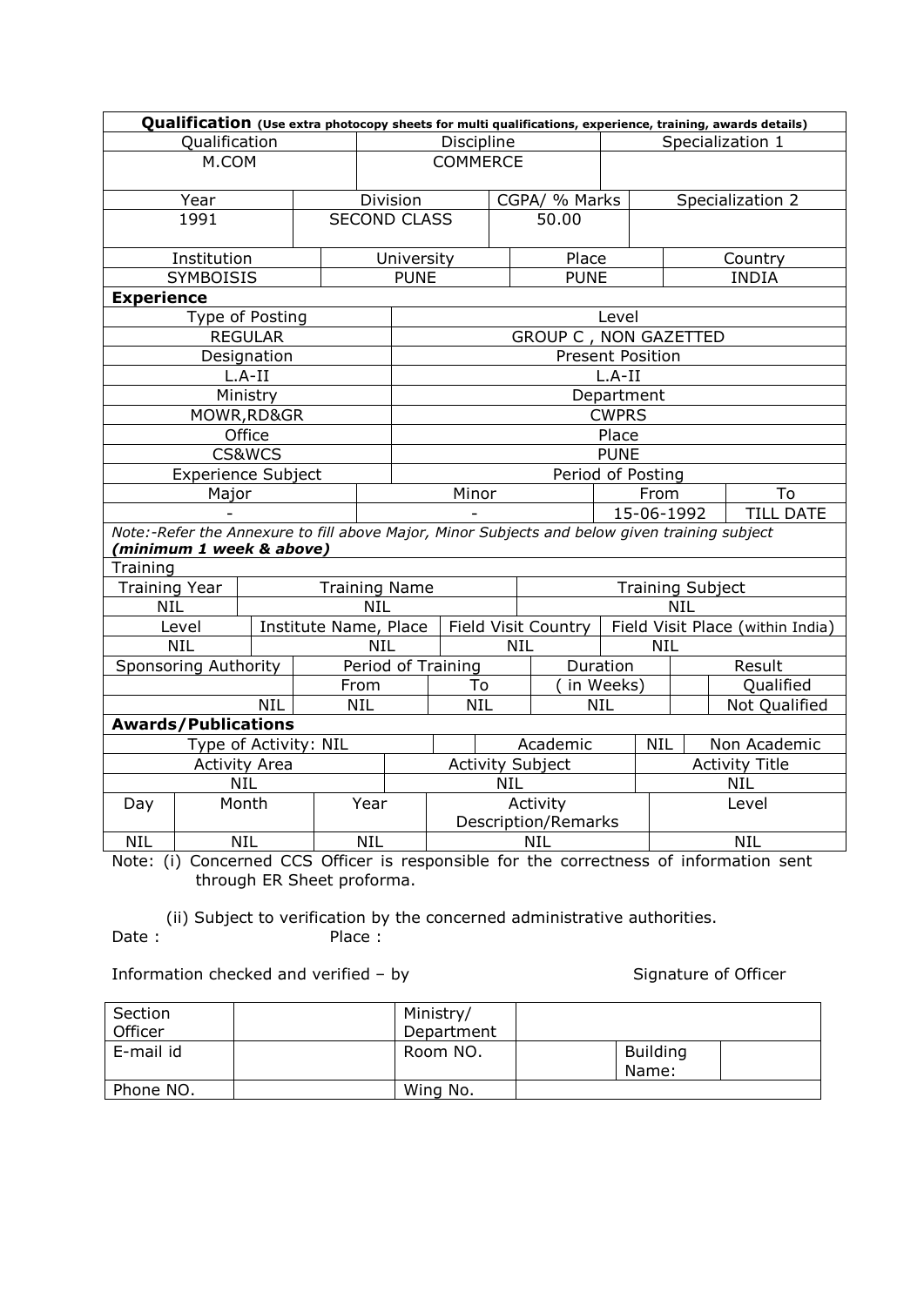| **Qualification** (Use extra photocopy sheets for multi qualifications, experience, training, awards details) | | |
|---|---|---|
| Qualification | Discipline | Specialization 1 |
| M.COM | COMMERCE | |

| Year | Division | CGPA/ % Marks | Specialization 2 |
|---|---|---|---|
| 1991 | SECOND CLASS | 50.00 | |

| Institution | University | Place | Country |
|---|---|---|---|
| SYMBOISIS | PUNE | PUNE | INDIA |

**Experience**

| Type of Posting | Level |
|---|---|
| REGULAR | GROUP C , NON GAZETTED |
| Designation | Present Position |
| L.A-II | L.A-II |
| Ministry | Department |
| MOWR,RD&GR | CWPRS |
| Office | Place |
| CS&WCS | PUNE |

| Experience Subject | | Period of Posting | |
|---|---|---|---|
| Major | Minor | From | To |
| - | - | 15-06-1992 | TILL DATE |

Note:-Refer the Annexure to fill above Major, Minor Subjects and below given training subject ***(minimum 1 week & above)***

Training

| Training Year | Training Name | Training Subject |
|---|---|---|
| NIL | NIL | NIL |

| Level | Institute Name, Place | Field Visit Country | Field Visit Place (within India) |
|---|---|---|---|
| NIL | NIL | NIL | NIL |

| Sponsoring Authority | Period of Training | | Duration | Result |
|---|---|---|---|---|
| | From | To | ( in Weeks) | Qualified |
| NIL | NIL | NIL | NIL | Not Qualified |

**Awards/Publications**

| Type of Activity: NIL | | Academic | NIL | Non Academic |
|---|---|---|---|---|

| Activity Area | Activity Subject | Activity Title |
|---|---|---|
| NIL | NIL | NIL |

| Day | Month | Year | Activity Description/Remarks | Level |
|---|---|---|---|---|
| NIL | NIL | NIL | NIL | NIL |

Note: (i) Concerned CCS Officer is responsible for the correctness of information sent through ER Sheet proforma.

(ii) Subject to verification by the concerned administrative authorities.

Date : Place :

Information checked and verified – by Signature of Officer

| Section Officer | | Ministry/ Department | | | |
|---|---|---|---|---|---|
| E-mail id | | Room NO. | | Building Name: | |
| Phone NO. | | Wing No. | | | |